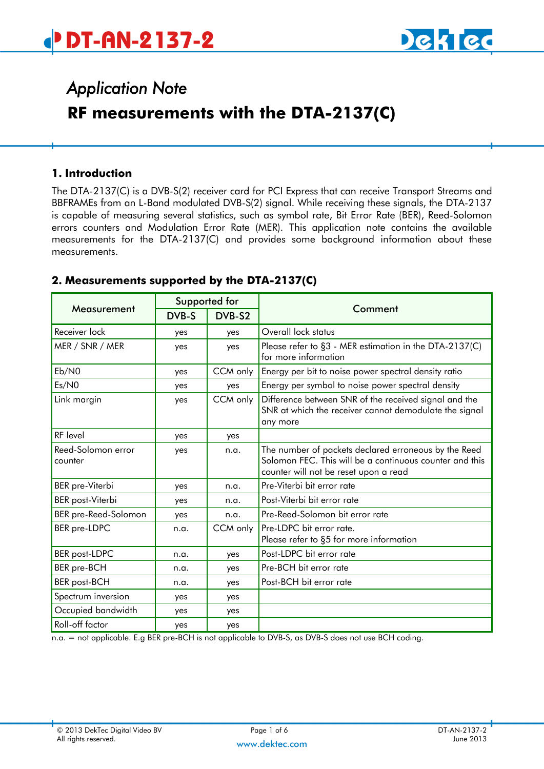# DT-AN-2137-2

*Application Note*

## RF measurements with the DTA-2137(C)

### 1. Introduction

The DTA-2137(C) is a DVB-S(2) receiver card for PCI Express that can receive Transport Streams and BBFRAMEs from an L-Band modulated DVB-S(2) signal. While receiving these signals, the DTA-2137 is capable of measuring several statistics, such as symbol rate, Bit Error Rate (BER), Reed-Solomon errors counters and Modulation Error Rate (MER). This application note contains the available measurements for the DTA-2137(C) and provides some background information about these measurements.

### 2. Measurements supported by the DTA-2137(C)

| Measurement | Supported for | | Comment |
|---|---|---|---|
| | DVB-S | DVB-S2 | |
| Receiver lock | yes | yes | Overall lock status |
| MER / SNR / MER | yes | yes | Please refer to §3 - MER estimation in the DTA-2137(C) for more information |
| Eb/N0 | yes | CCM only | Energy per bit to noise power spectral density ratio |
| Es/N0 | yes | yes | Energy per symbol to noise power spectral density |
| Link margin | yes | CCM only | Difference between SNR of the received signal and the SNR at which the receiver cannot demodulate the signal any more |
| RF level | yes | yes | |
| Reed-Solomon error counter | yes | n.a. | The number of packets declared erroneous by the Reed Solomon FEC. This will be a continuous counter and this counter will not be reset upon a read |
| BER pre-Viterbi | yes | n.a. | Pre-Viterbi bit error rate |
| BER post-Viterbi | yes | n.a. | Post-Viterbi bit error rate |
| BER pre-Reed-Solomon | yes | n.a. | Pre-Reed-Solomon bit error rate |
| BER pre-LDPC | n.a. | CCM only | Pre-LDPC bit error rate.<br>Please refer to §5 for more information |
| BER post-LDPC | n.a. | yes | Post-LDPC bit error rate |
| BER pre-BCH | n.a. | yes | Pre-BCH bit error rate |
| BER post-BCH | n.a. | yes | Post-BCH bit error rate |
| Spectrum inversion | yes | yes | |
| Occupied bandwidth | yes | yes | |
| Roll-off factor | yes | yes | |

n.a. = not applicable. E.g BER pre-BCH is not applicable to DVB-S, as DVB-S does not use BCH coding.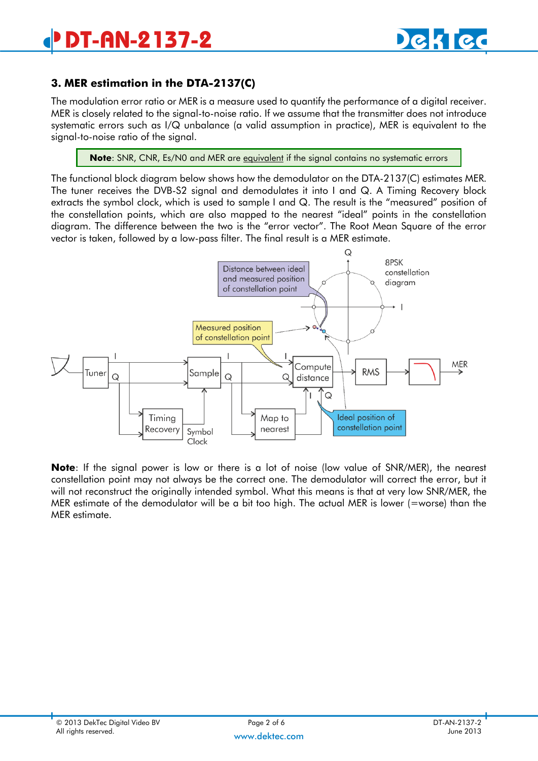### 3. MER estimation in the DTA-2137(C)

The modulation error ratio or MER is a measure used to quantify the performance of a digital receiver. MER is closely related to the signal-to-noise ratio. If we assume that the transmitter does not introduce systematic errors such as I/Q unbalance (a valid assumption in practice), MER is equivalent to the signal-to-noise ratio of the signal.

> **Note**: SNR, CNR, Es/N0 and MER are equivalent if the signal contains no systematic errors

The functional block diagram below shows how the demodulator on the DTA-2137(C) estimates MER. The tuner receives the DVB-S2 signal and demodulates it into I and Q. A Timing Recovery block extracts the symbol clock, which is used to sample I and Q. The result is the "measured" position of the constellation points, which are also mapped to the nearest "ideal" points in the constellation diagram. The difference between the two is the "error vector". The Root Mean Square of the error vector is taken, followed by a low-pass filter. The final result is a MER estimate.

**Note**: If the signal power is low or there is a lot of noise (low value of SNR/MER), the nearest constellation point may not always be the correct one. The demodulator will correct the error, but it will not reconstruct the originally intended symbol. What this means is that at very low SNR/MER, the MER estimate of the demodulator will be a bit too high. The actual MER is lower (=worse) than the MER estimate.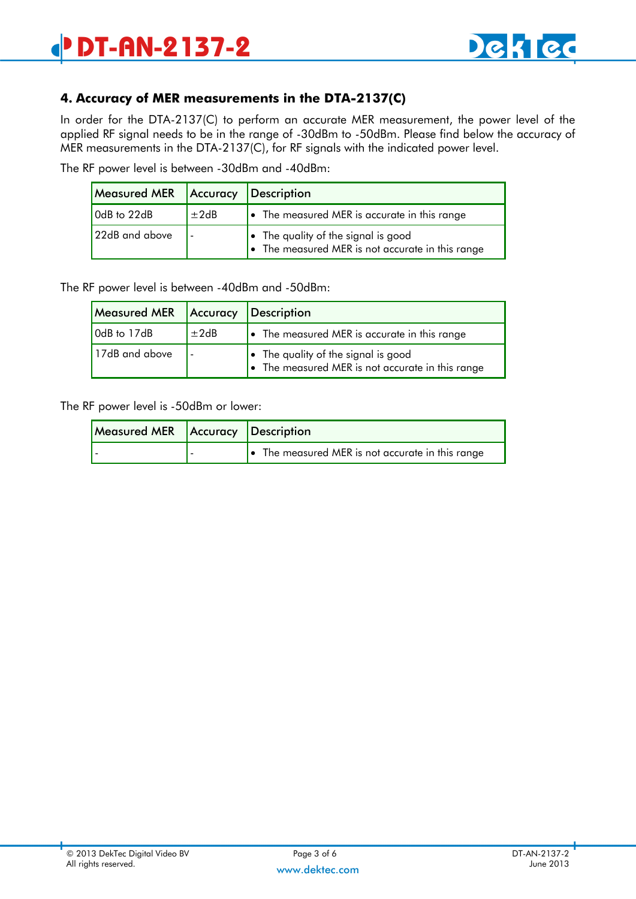## 4. Accuracy of MER measurements in the DTA-2137(C)

In order for the DTA-2137(C) to perform an accurate MER measurement, the power level of the applied RF signal needs to be in the range of -30dBm to -50dBm. Please find below the accuracy of MER measurements in the DTA-2137(C), for RF signals with the indicated power level.

The RF power level is between -30dBm and -40dBm:

| Measured MER | Accuracy | Description |
|---|---|---|
| 0dB to 22dB | ±2dB | • The measured MER is accurate in this range |
| 22dB and above | - | • The quality of the signal is good<br>• The measured MER is not accurate in this range |

The RF power level is between -40dBm and -50dBm:

| Measured MER | Accuracy | Description |
|---|---|---|
| 0dB to 17dB | ±2dB | • The measured MER is accurate in this range |
| 17dB and above | - | • The quality of the signal is good<br>• The measured MER is not accurate in this range |

The RF power level is -50dBm or lower:

| Measured MER | Accuracy | Description |
|---|---|---|
| - | - | • The measured MER is not accurate in this range |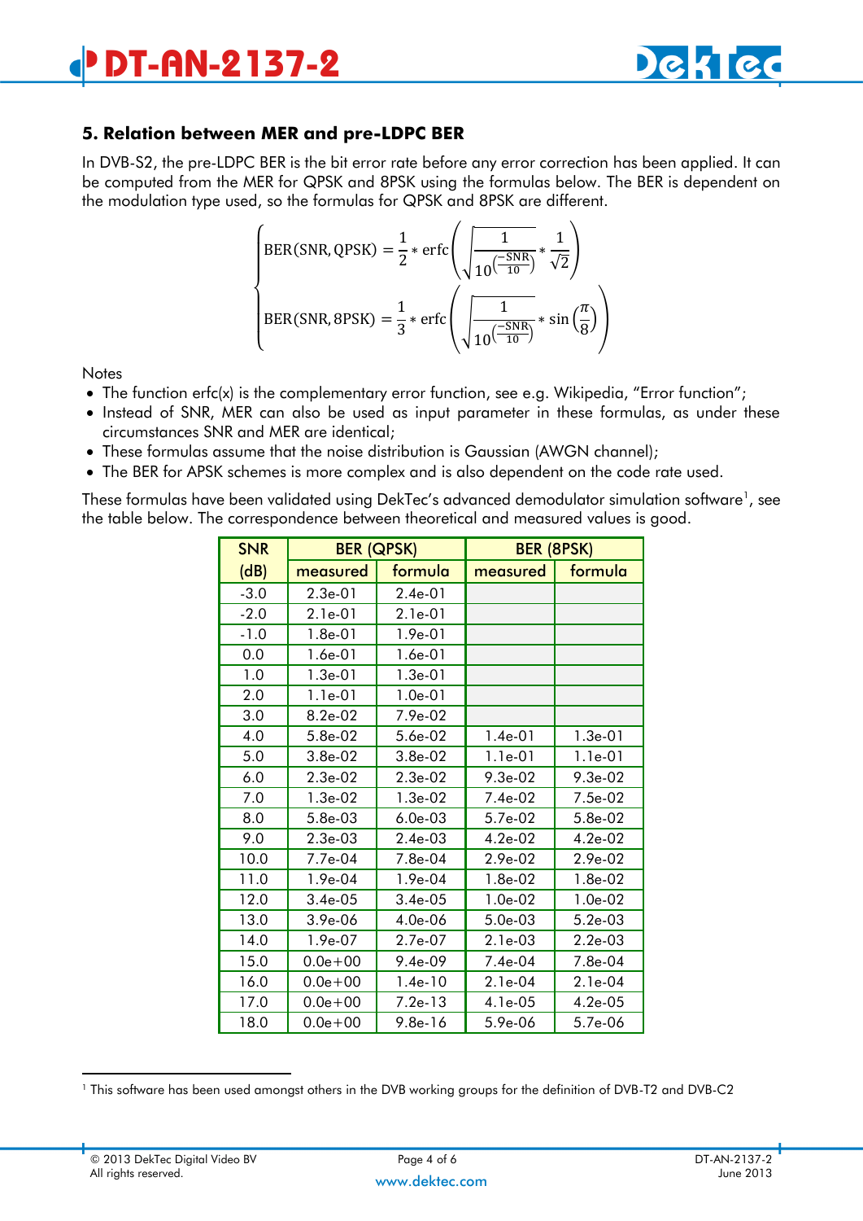## 5. Relation between MER and pre-LDPC BER

In DVB-S2, the pre-LDPC BER is the bit error rate before any error correction has been applied. It can be computed from the MER for QPSK and 8PSK using the formulas below. The BER is dependent on the modulation type used, so the formulas for QPSK and 8PSK are different.

$$
\begin{cases}
\mathrm{BER(SNR, QPSK)} = \dfrac{1}{2} * \mathrm{erfc}\left(\sqrt{\dfrac{1}{10^{\left(\frac{-\mathrm{SNR}}{10}\right)}}} * \dfrac{1}{\sqrt{2}}\right) \\
\mathrm{BER(SNR, 8PSK)} = \dfrac{1}{3} * \mathrm{erfc}\left(\sqrt{\dfrac{1}{10^{\left(\frac{-\mathrm{SNR}}{10}\right)}}} * \sin\left(\dfrac{\pi}{8}\right)\right)
\end{cases}
$$

Notes

- The function erfc(x) is the complementary error function, see e.g. Wikipedia, “Error function”;
- Instead of SNR, MER can also be used as input parameter in these formulas, as under these circumstances SNR and MER are identical;
- These formulas assume that the noise distribution is Gaussian (AWGN channel);
- The BER for APSK schemes is more complex and is also dependent on the code rate used.

These formulas have been validated using DekTec’s advanced demodulator simulation software[1], see the table below. The correspondence between theoretical and measured values is good.

| SNR | BER (QPSK) | | BER (8PSK) | |
|---|---|---|---|---|
| (dB) | measured | formula | measured | formula |
| -3.0 | 2.3e-01 | 2.4e-01 | | |
| -2.0 | 2.1e-01 | 2.1e-01 | | |
| -1.0 | 1.8e-01 | 1.9e-01 | | |
| 0.0 | 1.6e-01 | 1.6e-01 | | |
| 1.0 | 1.3e-01 | 1.3e-01 | | |
| 2.0 | 1.1e-01 | 1.0e-01 | | |
| 3.0 | 8.2e-02 | 7.9e-02 | | |
| 4.0 | 5.8e-02 | 5.6e-02 | 1.4e-01 | 1.3e-01 |
| 5.0 | 3.8e-02 | 3.8e-02 | 1.1e-01 | 1.1e-01 |
| 6.0 | 2.3e-02 | 2.3e-02 | 9.3e-02 | 9.3e-02 |
| 7.0 | 1.3e-02 | 1.3e-02 | 7.4e-02 | 7.5e-02 |
| 8.0 | 5.8e-03 | 6.0e-03 | 5.7e-02 | 5.8e-02 |
| 9.0 | 2.3e-03 | 2.4e-03 | 4.2e-02 | 4.2e-02 |
| 10.0 | 7.7e-04 | 7.8e-04 | 2.9e-02 | 2.9e-02 |
| 11.0 | 1.9e-04 | 1.9e-04 | 1.8e-02 | 1.8e-02 |
| 12.0 | 3.4e-05 | 3.4e-05 | 1.0e-02 | 1.0e-02 |
| 13.0 | 3.9e-06 | 4.0e-06 | 5.0e-03 | 5.2e-03 |
| 14.0 | 1.9e-07 | 2.7e-07 | 2.1e-03 | 2.2e-03 |
| 15.0 | 0.0e+00 | 9.4e-09 | 7.4e-04 | 7.8e-04 |
| 16.0 | 0.0e+00 | 1.4e-10 | 2.1e-04 | 2.1e-04 |
| 17.0 | 0.0e+00 | 7.2e-13 | 4.1e-05 | 4.2e-05 |
| 18.0 | 0.0e+00 | 9.8e-16 | 5.9e-06 | 5.7e-06 |

[1] This software has been used amongst others in the DVB working groups for the definition of DVB-T2 and DVB-C2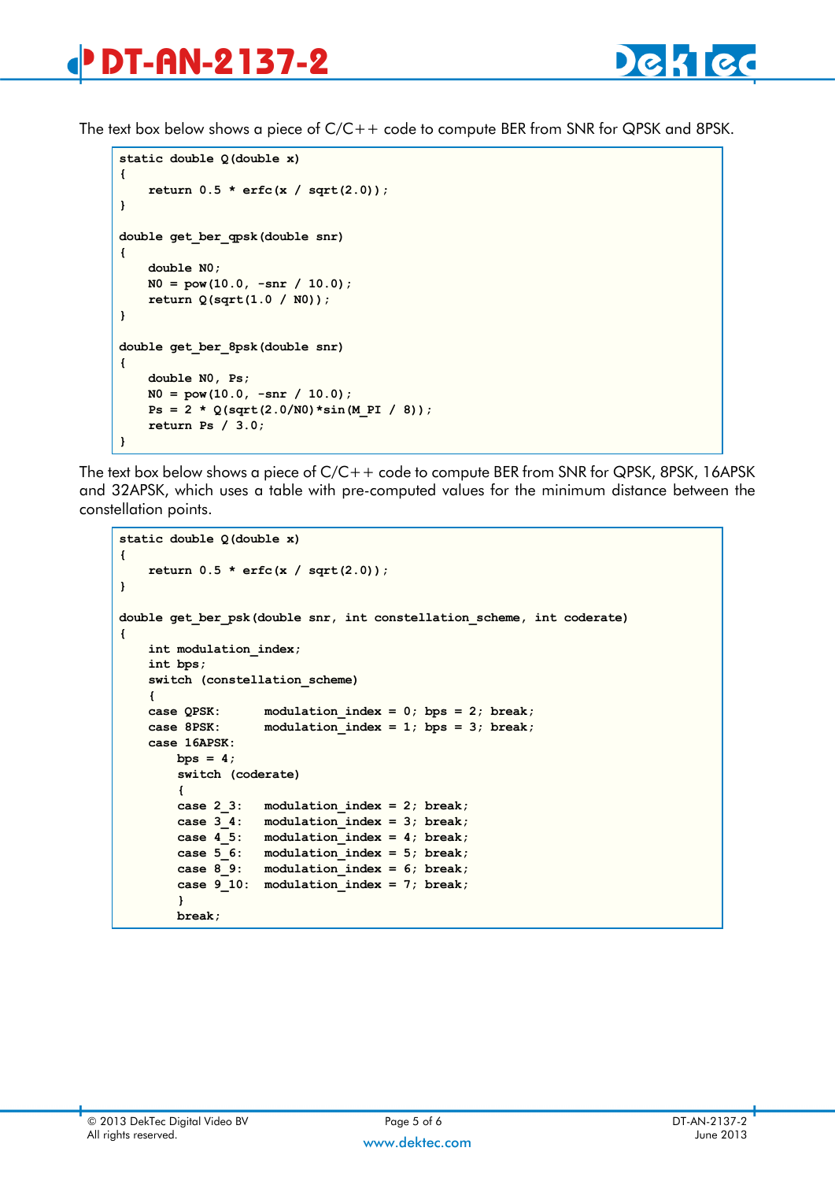The text box below shows a piece of C/C++ code to compute BER from SNR for QPSK and 8PSK.

```
static double Q(double x)
{
    return 0.5 * erfc(x / sqrt(2.0));
}

double get_ber_qpsk(double snr)
{
    double N0;
    N0 = pow(10.0, -snr / 10.0);
    return Q(sqrt(1.0 / N0));
}

double get_ber_8psk(double snr)
{
    double N0, Ps;
    N0 = pow(10.0, -snr / 10.0);
    Ps = 2 * Q(sqrt(2.0/N0)*sin(M_PI / 8));
    return Ps / 3.0;
}
```

The text box below shows a piece of C/C++ code to compute BER from SNR for QPSK, 8PSK, 16APSK and 32APSK, which uses a table with pre-computed values for the minimum distance between the constellation points.

```
static double Q(double x)
{
    return 0.5 * erfc(x / sqrt(2.0));
}

double get_ber_psk(double snr, int constellation_scheme, int coderate)
{
    int modulation_index;
    int bps;
    switch (constellation_scheme)
    {
    case QPSK:      modulation_index = 0; bps = 2; break;
    case 8PSK:      modulation_index = 1; bps = 3; break;
    case 16APSK:
        bps = 4;
        switch (coderate)
        {
        case 2_3:   modulation_index = 2; break;
        case 3_4:   modulation_index = 3; break;
        case 4_5:   modulation_index = 4; break;
        case 5_6:   modulation_index = 5; break;
        case 8_9:   modulation_index = 6; break;
        case 9_10:  modulation_index = 7; break;
        }
        break;
```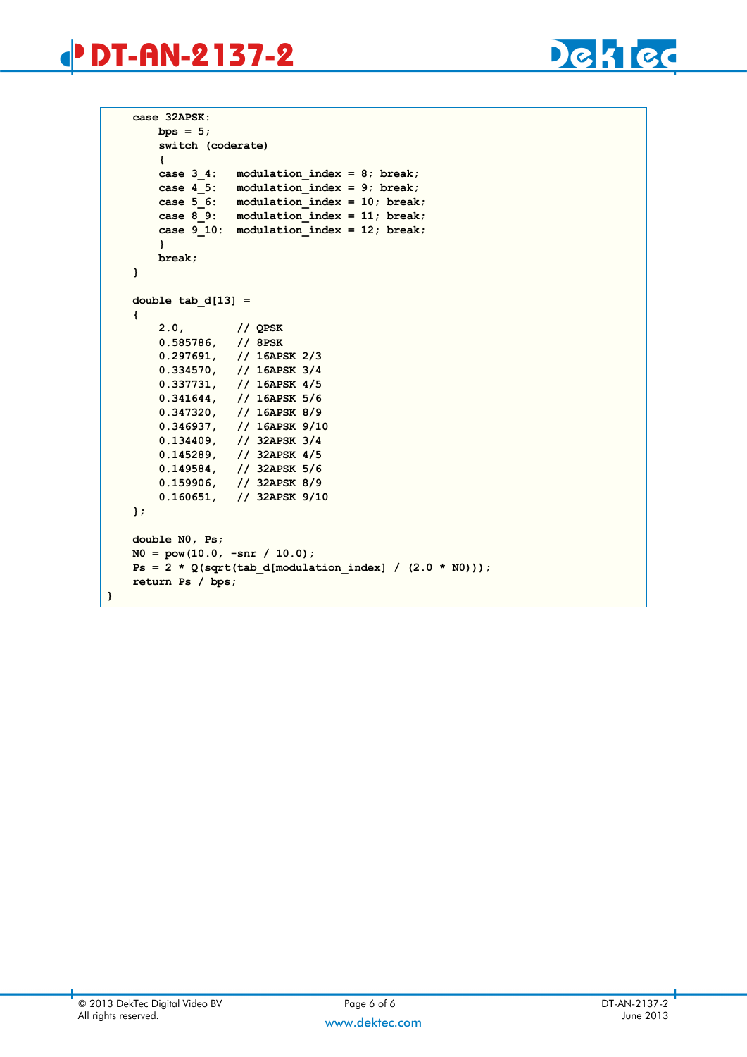```
    case 32APSK:
        bps = 5;
        switch (coderate)
        {
        case 3_4:   modulation_index = 8; break;
        case 4_5:   modulation_index = 9; break;
        case 5_6:   modulation_index = 10; break;
        case 8_9:   modulation_index = 11; break;
        case 9_10:  modulation_index = 12; break;
        }
        break;
    }

    double tab_d[13] =
    {
        2.0,        // QPSK
        0.585786,   // 8PSK
        0.297691,   // 16APSK 2/3
        0.334570,   // 16APSK 3/4
        0.337731,   // 16APSK 4/5
        0.341644,   // 16APSK 5/6
        0.347320,   // 16APSK 8/9
        0.346937,   // 16APSK 9/10
        0.134409,   // 32APSK 3/4
        0.145289,   // 32APSK 4/5
        0.149584,   // 32APSK 5/6
        0.159906,   // 32APSK 8/9
        0.160651,   // 32APSK 9/10
    };

    double N0, Ps;
    N0 = pow(10.0, -snr / 10.0);
    Ps = 2 * Q(sqrt(tab_d[modulation_index] / (2.0 * N0)));
    return Ps / bps;
}
```